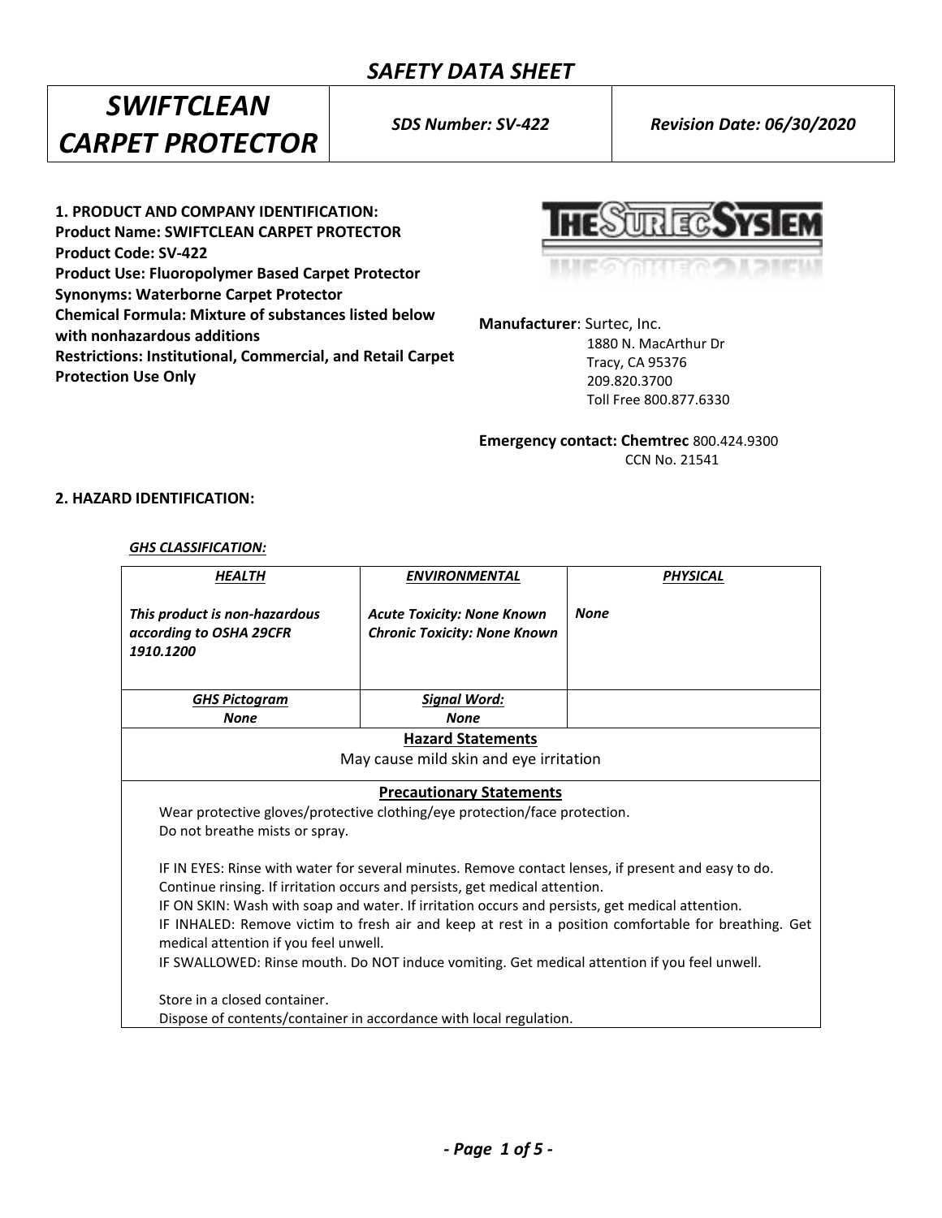# SAFETY DATA SHEET

| SWIFTCLEAN CARPET PROTECTOR | SDS Number: SV-422 | Revision Date: 06/30/2020 |
|---|---|---|

**1. PRODUCT AND COMPANY IDENTIFICATION:**
**Product Name: SWIFTCLEAN CARPET PROTECTOR**
**Product Code: SV-422**
**Product Use: Fluoropolymer Based Carpet Protector**
**Synonyms: Waterborne Carpet Protector**
**Chemical Formula: Mixture of substances listed below with nonhazardous additions**
**Restrictions: Institutional, Commercial, and Retail Carpet Protection Use Only**

THE SURTEC SYSTEM

**Manufacturer**: Surtec, Inc.
1880 N. MacArthur Dr
Tracy, CA 95376
209.820.3700
Toll Free 800.877.6330

**Emergency contact: Chemtrec** 800.424.9300
CCN No. 21541

**2. HAZARD IDENTIFICATION:**

***GHS CLASSIFICATION:***

| ***HEALTH*** | ***ENVIRONMENTAL*** | ***PHYSICAL*** |
|---|---|---|
| *This product is non-hazardous according to OSHA 29CFR 1910.1200* | *Acute Toxicity: None Known*<br>*Chronic Toxicity: None Known* | *None* |
| ***GHS Pictogram***<br>*None* | ***Signal Word:***<br>*None* | |

**Hazard Statements**

May cause mild skin and eye irritation

**Precautionary Statements**

Wear protective gloves/protective clothing/eye protection/face protection.
Do not breathe mists or spray.

IF IN EYES: Rinse with water for several minutes. Remove contact lenses, if present and easy to do. Continue rinsing. If irritation occurs and persists, get medical attention.
IF ON SKIN: Wash with soap and water. If irritation occurs and persists, get medical attention.
IF INHALED: Remove victim to fresh air and keep at rest in a position comfortable for breathing. Get medical attention if you feel unwell.
IF SWALLOWED: Rinse mouth. Do NOT induce vomiting. Get medical attention if you feel unwell.

Store in a closed container.
Dispose of contents/container in accordance with local regulation.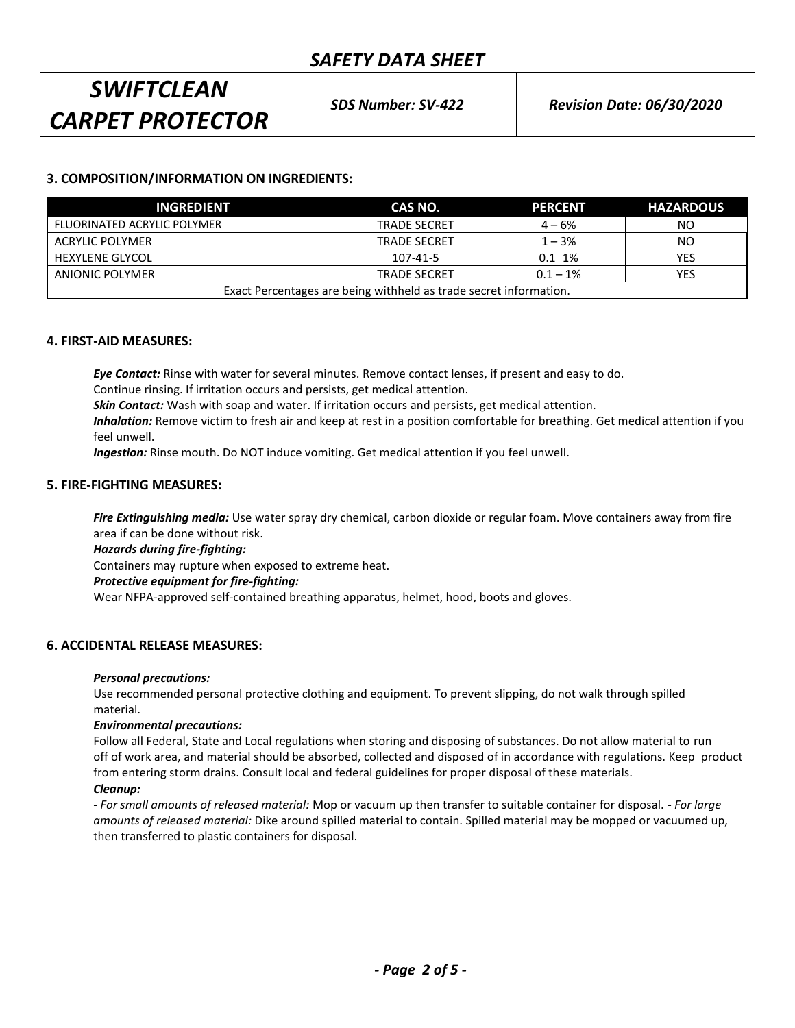## 3. COMPOSITION/INFORMATION ON INGREDIENTS:

| INGREDIENT | CAS NO. | PERCENT | HAZARDOUS |
|---|---|---|---|
| FLUORINATED ACRYLIC POLYMER | TRADE SECRET | 4 – 6% | NO |
| ACRYLIC POLYMER | TRADE SECRET | 1 – 3% | NO |
| HEXYLENE GLYCOL | 107-41-5 | 0.1 1% | YES |
| ANIONIC POLYMER | TRADE SECRET | 0.1 – 1% | YES |
| Exact Percentages are being withheld as trade secret information. | | | |

## 4. FIRST-AID MEASURES:

***Eye Contact:*** Rinse with water for several minutes. Remove contact lenses, if present and easy to do. Continue rinsing. If irritation occurs and persists, get medical attention.

***Skin Contact:*** Wash with soap and water. If irritation occurs and persists, get medical attention.

***Inhalation:*** Remove victim to fresh air and keep at rest in a position comfortable for breathing. Get medical attention if you feel unwell.

***Ingestion:*** Rinse mouth. Do NOT induce vomiting. Get medical attention if you feel unwell.

## 5. FIRE-FIGHTING MEASURES:

***Fire Extinguishing media:*** Use water spray dry chemical, carbon dioxide or regular foam. Move containers away from fire area if can be done without risk.

***Hazards during fire-fighting:***

Containers may rupture when exposed to extreme heat.

***Protective equipment for fire-fighting:***

Wear NFPA-approved self-contained breathing apparatus, helmet, hood, boots and gloves.

## 6. ACCIDENTAL RELEASE MEASURES:

***Personal precautions:***

Use recommended personal protective clothing and equipment. To prevent slipping, do not walk through spilled material.

***Environmental precautions:***

Follow all Federal, State and Local regulations when storing and disposing of substances. Do not allow material to run off of work area, and material should be absorbed, collected and disposed of in accordance with regulations. Keep product from entering storm drains. Consult local and federal guidelines for proper disposal of these materials.

***Cleanup:***

- *For small amounts of released material:* Mop or vacuum up then transfer to suitable container for disposal. - *For large amounts of released material:* Dike around spilled material to contain. Spilled material may be mopped or vacuumed up, then transferred to plastic containers for disposal.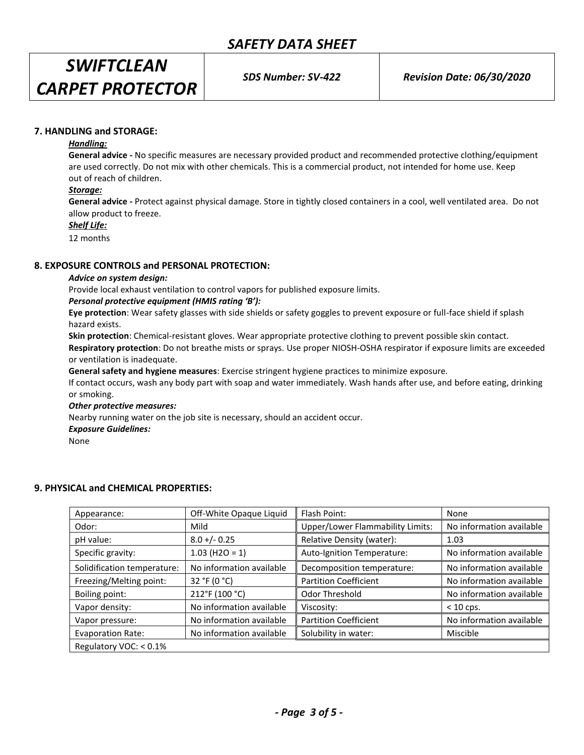## 7. HANDLING and STORAGE:

***Handling:***

**General advice -** No specific measures are necessary provided product and recommended protective clothing/equipment are used correctly. Do not mix with other chemicals. This is a commercial product, not intended for home use. Keep out of reach of children.

***Storage:***

**General advice -** Protect against physical damage. Store in tightly closed containers in a cool, well ventilated area. Do not allow product to freeze.

***Shelf Life:***

12 months

## 8. EXPOSURE CONTROLS and PERSONAL PROTECTION:

***Advice on system design:***

Provide local exhaust ventilation to control vapors for published exposure limits.

***Personal protective equipment (HMIS rating 'B'):***

**Eye protection**: Wear safety glasses with side shields or safety goggles to prevent exposure or full-face shield if splash hazard exists.

**Skin protection**: Chemical-resistant gloves. Wear appropriate protective clothing to prevent possible skin contact.

**Respiratory protection**: Do not breathe mists or sprays. Use proper NIOSH-OSHA respirator if exposure limits are exceeded or ventilation is inadequate.

**General safety and hygiene measures**: Exercise stringent hygiene practices to minimize exposure.

If contact occurs, wash any body part with soap and water immediately. Wash hands after use, and before eating, drinking or smoking.

***Other protective measures:***

Nearby running water on the job site is necessary, should an accident occur.

***Exposure Guidelines:***

None

## 9. PHYSICAL and CHEMICAL PROPERTIES:

| | | | |
|---|---|---|---|
| Appearance: | Off-White Opaque Liquid | Flash Point: | None |
| Odor: | Mild | Upper/Lower Flammability Limits: | No information available |
| pH value: | 8.0 +/- 0.25 | Relative Density (water): | 1.03 |
| Specific gravity: | 1.03 ($H_2O$ = 1) | Auto-Ignition Temperature: | No information available |
| Solidification temperature: | No information available | Decomposition temperature: | No information available |
| Freezing/Melting point: | 32 °F (0 °C) | Partition Coefficient | No information available |
| Boiling point: | 212°F (100 °C) | Odor Threshold | No information available |
| Vapor density: | No information available | Viscosity: | < 10 cps. |
| Vapor pressure: | No information available | Partition Coefficient | No information available |
| Evaporation Rate: | No information available | Solubility in water: | Miscible |
| Regulatory VOC: < 0.1% | | | |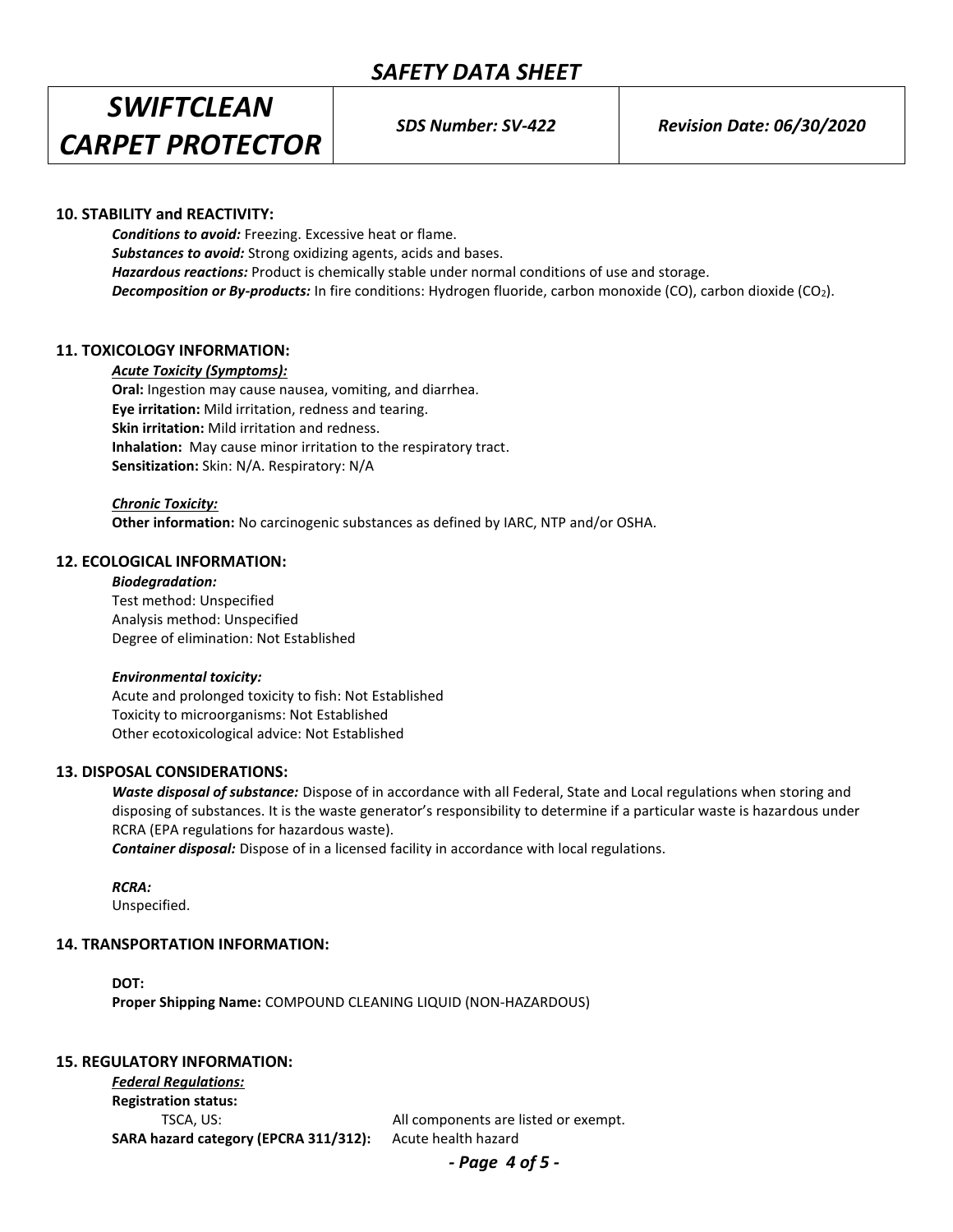## 10. STABILITY and REACTIVITY:

***Conditions to avoid:*** Freezing. Excessive heat or flame.
***Substances to avoid:*** Strong oxidizing agents, acids and bases.
***Hazardous reactions:*** Product is chemically stable under normal conditions of use and storage.
***Decomposition or By-products:*** In fire conditions: Hydrogen fluoride, carbon monoxide (CO), carbon dioxide ($CO_2$).

## 11. TOXICOLOGY INFORMATION:

***Acute Toxicity (Symptoms):***

**Oral:** Ingestion may cause nausea, vomiting, and diarrhea.
**Eye irritation:** Mild irritation, redness and tearing.
**Skin irritation:** Mild irritation and redness.
**Inhalation:** May cause minor irritation to the respiratory tract.
**Sensitization:** Skin: N/A. Respiratory: N/A

***Chronic Toxicity:***

**Other information:** No carcinogenic substances as defined by IARC, NTP and/or OSHA.

## 12. ECOLOGICAL INFORMATION:

***Biodegradation:***

Test method: Unspecified
Analysis method: Unspecified
Degree of elimination: Not Established

***Environmental toxicity:***

Acute and prolonged toxicity to fish: Not Established
Toxicity to microorganisms: Not Established
Other ecotoxicological advice: Not Established

## 13. DISPOSAL CONSIDERATIONS:

***Waste disposal of substance:*** Dispose of in accordance with all Federal, State and Local regulations when storing and disposing of substances. It is the waste generator's responsibility to determine if a particular waste is hazardous under RCRA (EPA regulations for hazardous waste).
***Container disposal:*** Dispose of in a licensed facility in accordance with local regulations.

***RCRA:***
Unspecified.

## 14. TRANSPORTATION INFORMATION:

**DOT:**
**Proper Shipping Name:** COMPOUND CLEANING LIQUID (NON-HAZARDOUS)

## 15. REGULATORY INFORMATION:

***Federal Regulations:***

**Registration status:**

TSCA, US: All components are listed or exempt.

**SARA hazard category (EPCRA 311/312):** Acute health hazard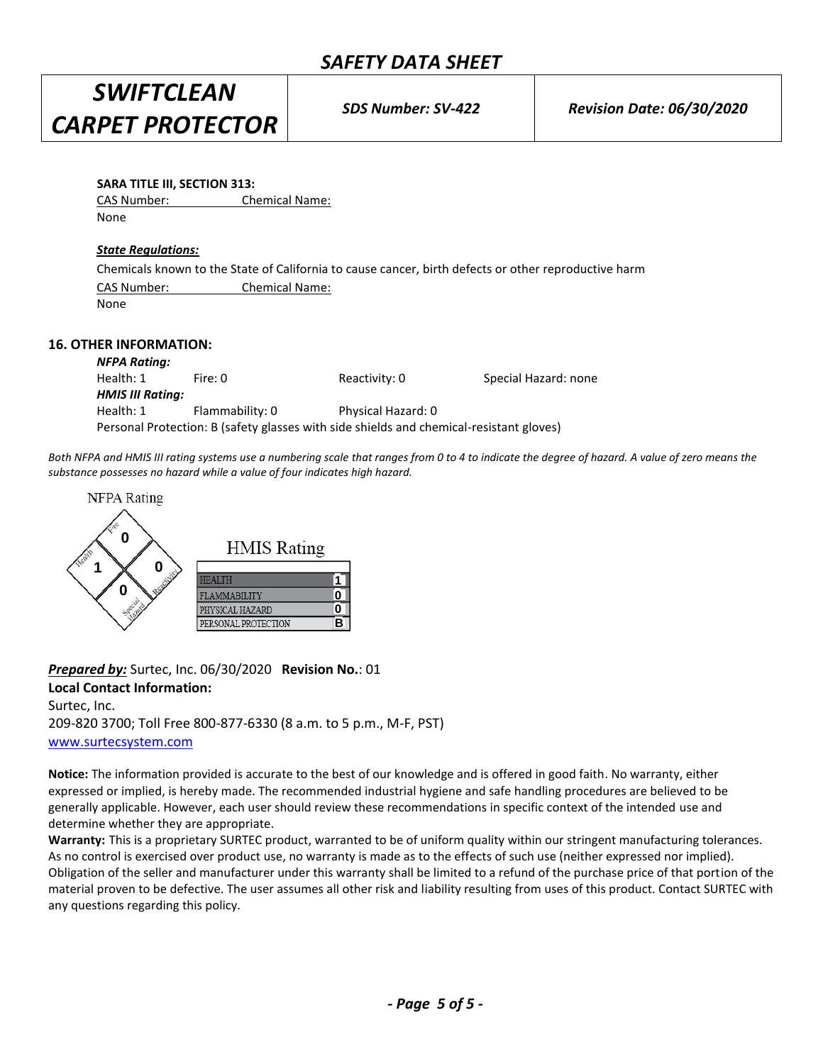**SARA TITLE III, SECTION 313:**

| CAS Number: | Chemical Name: |
|---|---|
| None | |

***State Regulations:***

Chemicals known to the State of California to cause cancer, birth defects or other reproductive harm

| CAS Number: | Chemical Name: |
|---|---|
| None | |

## 16. OTHER INFORMATION:

***NFPA Rating:***

Health: 1 Fire: 0 Reactivity: 0 Special Hazard: none

***HMIS III Rating:***

Health: 1 Flammability: 0 Physical Hazard: 0

Personal Protection: B (safety glasses with side shields and chemical-resistant gloves)

*Both NFPA and HMIS III rating systems use a numbering scale that ranges from 0 to 4 to indicate the degree of hazard. A value of zero means the substance possesses no hazard while a value of four indicates high hazard.*

NFPA Rating

Fire 0
Health 1
Reactivity 0
Special Hazard 0

HMIS Rating

| | |
|---|---|
| HEALTH | 1 |
| FLAMMABILITY | 0 |
| PHYSICAL HAZARD | 0 |
| PERSONAL PROTECTION | B |

***Prepared by:*** Surtec, Inc. 06/30/2020 **Revision No.**: 01

**Local Contact Information:**

Surtec, Inc.

209-820 3700; Toll Free 800-877-6330 (8 a.m. to 5 p.m., M-F, PST)

www.surtecsystem.com

**Notice:** The information provided is accurate to the best of our knowledge and is offered in good faith. No warranty, either expressed or implied, is hereby made. The recommended industrial hygiene and safe handling procedures are believed to be generally applicable. However, each user should review these recommendations in specific context of the intended use and determine whether they are appropriate.

**Warranty:** This is a proprietary SURTEC product, warranted to be of uniform quality within our stringent manufacturing tolerances. As no control is exercised over product use, no warranty is made as to the effects of such use (neither expressed nor implied). Obligation of the seller and manufacturer under this warranty shall be limited to a refund of the purchase price of that portion of the material proven to be defective. The user assumes all other risk and liability resulting from uses of this product. Contact SURTEC with any questions regarding this policy.